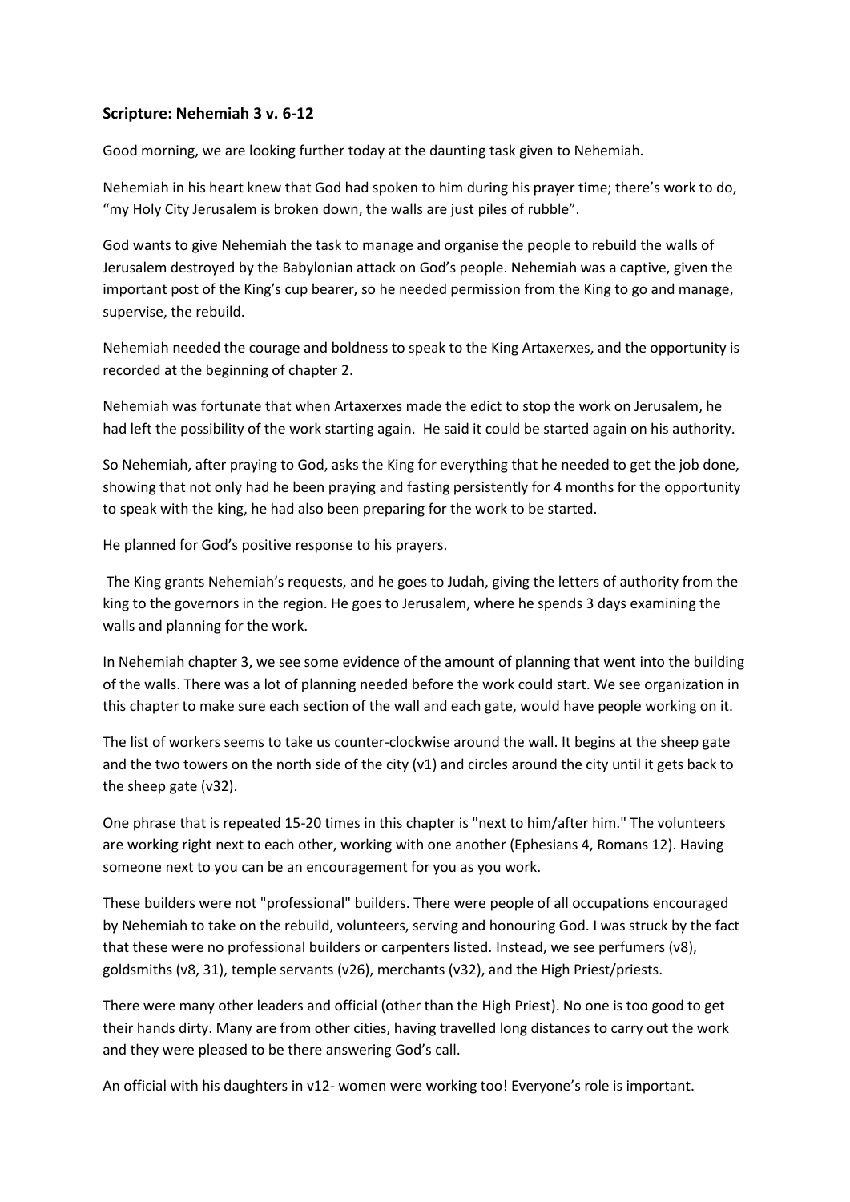**Scripture: Nehemiah 3 v. 6-12**

Good morning, we are looking further today at the daunting task given to Nehemiah.

Nehemiah in his heart knew that God had spoken to him during his prayer time; there's work to do, "my Holy City Jerusalem is broken down, the walls are just piles of rubble".

God wants to give Nehemiah the task to manage and organise the people to rebuild the walls of Jerusalem destroyed by the Babylonian attack on God's people. Nehemiah was a captive, given the important post of the King's cup bearer, so he needed permission from the King to go and manage, supervise, the rebuild.

Nehemiah needed the courage and boldness to speak to the King Artaxerxes, and the opportunity is recorded at the beginning of chapter 2.

Nehemiah was fortunate that when Artaxerxes made the edict to stop the work on Jerusalem, he had left the possibility of the work starting again. He said it could be started again on his authority.

So Nehemiah, after praying to God, asks the King for everything that he needed to get the job done, showing that not only had he been praying and fasting persistently for 4 months for the opportunity to speak with the king, he had also been preparing for the work to be started.

He planned for God's positive response to his prayers.

The King grants Nehemiah's requests, and he goes to Judah, giving the letters of authority from the king to the governors in the region. He goes to Jerusalem, where he spends 3 days examining the walls and planning for the work.

In Nehemiah chapter 3, we see some evidence of the amount of planning that went into the building of the walls. There was a lot of planning needed before the work could start. We see organization in this chapter to make sure each section of the wall and each gate, would have people working on it.

The list of workers seems to take us counter-clockwise around the wall. It begins at the sheep gate and the two towers on the north side of the city (v1) and circles around the city until it gets back to the sheep gate (v32).

One phrase that is repeated 15-20 times in this chapter is "next to him/after him." The volunteers are working right next to each other, working with one another (Ephesians 4, Romans 12). Having someone next to you can be an encouragement for you as you work.

These builders were not "professional" builders. There were people of all occupations encouraged by Nehemiah to take on the rebuild, volunteers, serving and honouring God. I was struck by the fact that these were no professional builders or carpenters listed. Instead, we see perfumers (v8), goldsmiths (v8, 31), temple servants (v26), merchants (v32), and the High Priest/priests.

There were many other leaders and official (other than the High Priest). No one is too good to get their hands dirty. Many are from other cities, having travelled long distances to carry out the work and they were pleased to be there answering God's call.

An official with his daughters in v12- women were working too! Everyone's role is important.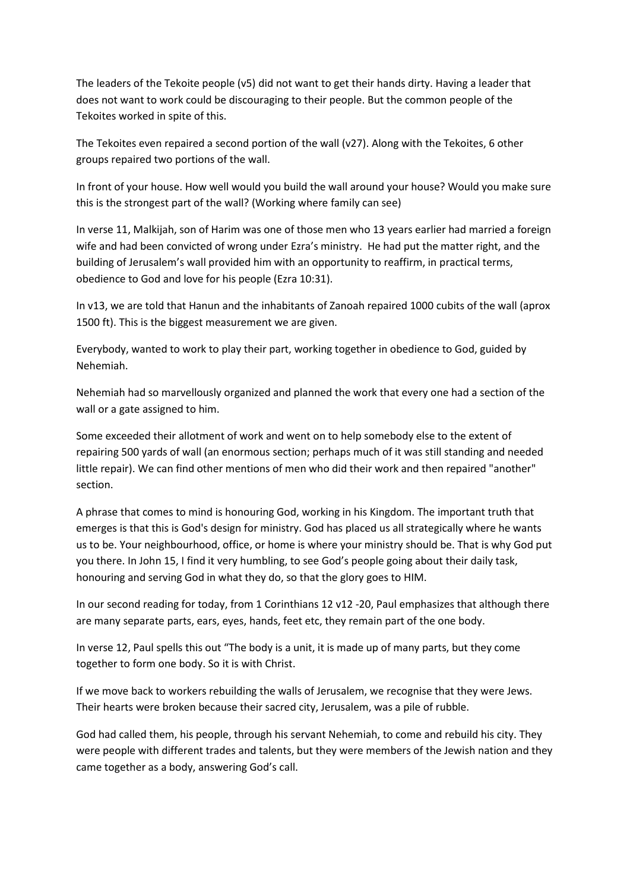The leaders of the Tekoite people (v5) did not want to get their hands dirty. Having a leader that does not want to work could be discouraging to their people. But the common people of the Tekoites worked in spite of this.

The Tekoites even repaired a second portion of the wall (v27). Along with the Tekoites, 6 other groups repaired two portions of the wall.

In front of your house. How well would you build the wall around your house? Would you make sure this is the strongest part of the wall? (Working where family can see)

In verse 11, Malkijah, son of Harim was one of those men who 13 years earlier had married a foreign wife and had been convicted of wrong under Ezra's ministry. He had put the matter right, and the building of Jerusalem's wall provided him with an opportunity to reaffirm, in practical terms, obedience to God and love for his people (Ezra 10:31).

In v13, we are told that Hanun and the inhabitants of Zanoah repaired 1000 cubits of the wall (aprox 1500 ft). This is the biggest measurement we are given.

Everybody, wanted to work to play their part, working together in obedience to God, guided by Nehemiah.

Nehemiah had so marvellously organized and planned the work that every one had a section of the wall or a gate assigned to him.

Some exceeded their allotment of work and went on to help somebody else to the extent of repairing 500 yards of wall (an enormous section; perhaps much of it was still standing and needed little repair). We can find other mentions of men who did their work and then repaired "another" section.

A phrase that comes to mind is honouring God, working in his Kingdom. The important truth that emerges is that this is God's design for ministry. God has placed us all strategically where he wants us to be. Your neighbourhood, office, or home is where your ministry should be. That is why God put you there. In John 15, I find it very humbling, to see God's people going about their daily task, honouring and serving God in what they do, so that the glory goes to HIM.

In our second reading for today, from 1 Corinthians 12 v12 -20, Paul emphasizes that although there are many separate parts, ears, eyes, hands, feet etc, they remain part of the one body.

In verse 12, Paul spells this out "The body is a unit, it is made up of many parts, but they come together to form one body. So it is with Christ.

If we move back to workers rebuilding the walls of Jerusalem, we recognise that they were Jews. Their hearts were broken because their sacred city, Jerusalem, was a pile of rubble.

God had called them, his people, through his servant Nehemiah, to come and rebuild his city. They were people with different trades and talents, but they were members of the Jewish nation and they came together as a body, answering God's call.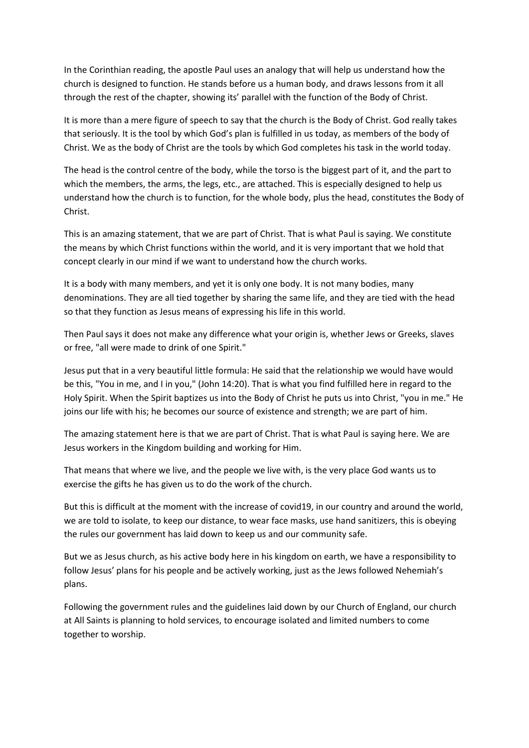In the Corinthian reading, the apostle Paul uses an analogy that will help us understand how the church is designed to function. He stands before us a human body, and draws lessons from it all through the rest of the chapter, showing its' parallel with the function of the Body of Christ.

It is more than a mere figure of speech to say that the church is the Body of Christ. God really takes that seriously. It is the tool by which God's plan is fulfilled in us today, as members of the body of Christ. We as the body of Christ are the tools by which God completes his task in the world today.

The head is the control centre of the body, while the torso is the biggest part of it, and the part to which the members, the arms, the legs, etc., are attached. This is especially designed to help us understand how the church is to function, for the whole body, plus the head, constitutes the Body of Christ.

This is an amazing statement, that we are part of Christ. That is what Paul is saying. We constitute the means by which Christ functions within the world, and it is very important that we hold that concept clearly in our mind if we want to understand how the church works.

It is a body with many members, and yet it is only one body. It is not many bodies, many denominations. They are all tied together by sharing the same life, and they are tied with the head so that they function as Jesus means of expressing his life in this world.

Then Paul says it does not make any difference what your origin is, whether Jews or Greeks, slaves or free, "all were made to drink of one Spirit."

Jesus put that in a very beautiful little formula: He said that the relationship we would have would be this, "You in me, and I in you," (John 14:20). That is what you find fulfilled here in regard to the Holy Spirit. When the Spirit baptizes us into the Body of Christ he puts us into Christ, "you in me." He joins our life with his; he becomes our source of existence and strength; we are part of him.

The amazing statement here is that we are part of Christ. That is what Paul is saying here. We are Jesus workers in the Kingdom building and working for Him.

That means that where we live, and the people we live with, is the very place God wants us to exercise the gifts he has given us to do the work of the church.

But this is difficult at the moment with the increase of covid19, in our country and around the world, we are told to isolate, to keep our distance, to wear face masks, use hand sanitizers, this is obeying the rules our government has laid down to keep us and our community safe.

But we as Jesus church, as his active body here in his kingdom on earth, we have a responsibility to follow Jesus' plans for his people and be actively working, just as the Jews followed Nehemiah's plans.

Following the government rules and the guidelines laid down by our Church of England, our church at All Saints is planning to hold services, to encourage isolated and limited numbers to come together to worship.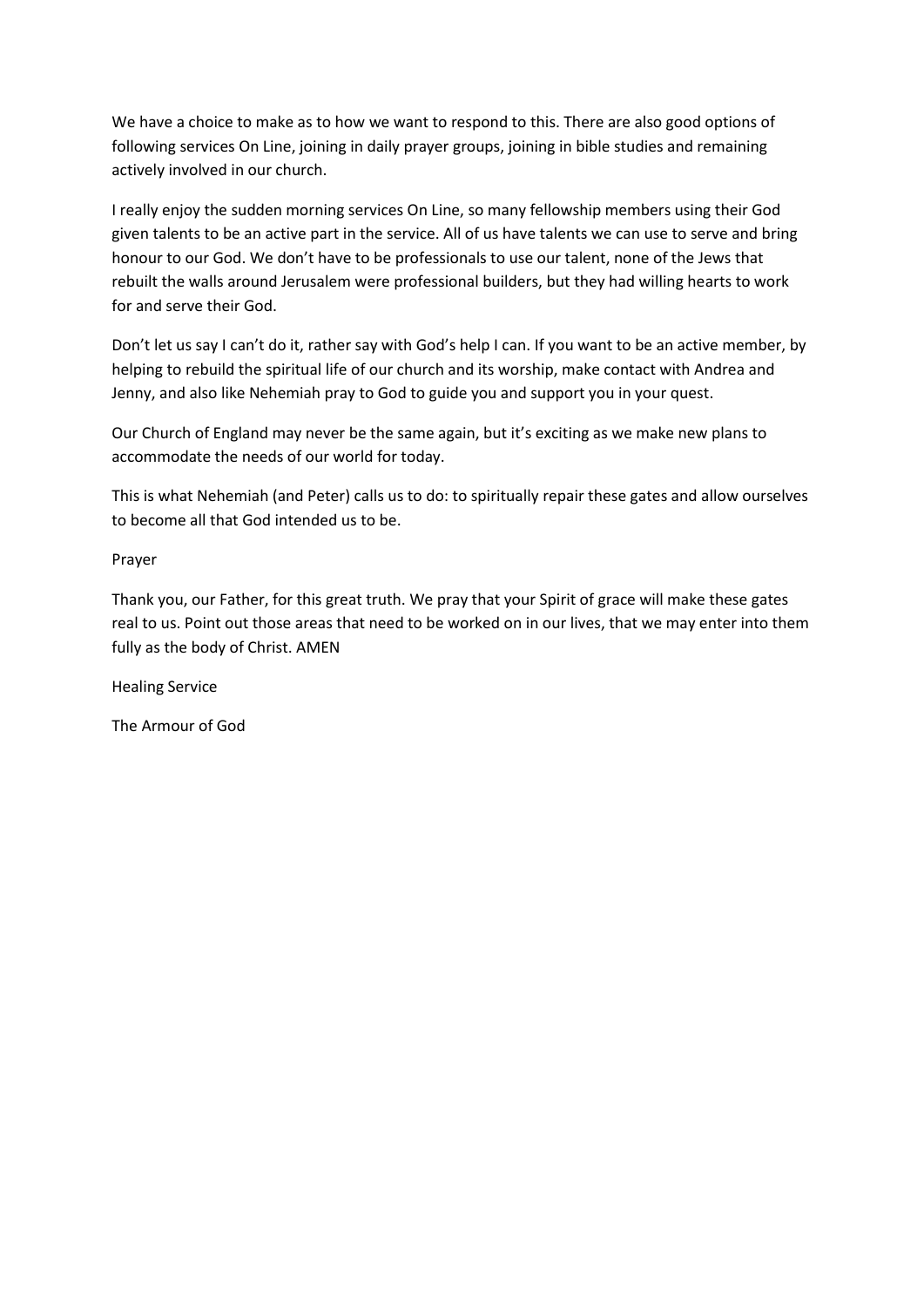We have a choice to make as to how we want to respond to this. There are also good options of following services On Line, joining in daily prayer groups, joining in bible studies and remaining actively involved in our church.

I really enjoy the sudden morning services On Line, so many fellowship members using their God given talents to be an active part in the service. All of us have talents we can use to serve and bring honour to our God. We don't have to be professionals to use our talent, none of the Jews that rebuilt the walls around Jerusalem were professional builders, but they had willing hearts to work for and serve their God.

Don't let us say I can't do it, rather say with God's help I can. If you want to be an active member, by helping to rebuild the spiritual life of our church and its worship, make contact with Andrea and Jenny, and also like Nehemiah pray to God to guide you and support you in your quest.

Our Church of England may never be the same again, but it's exciting as we make new plans to accommodate the needs of our world for today.

This is what Nehemiah (and Peter) calls us to do: to spiritually repair these gates and allow ourselves to become all that God intended us to be.

Prayer

Thank you, our Father, for this great truth. We pray that your Spirit of grace will make these gates real to us. Point out those areas that need to be worked on in our lives, that we may enter into them fully as the body of Christ. AMEN

Healing Service

The Armour of God